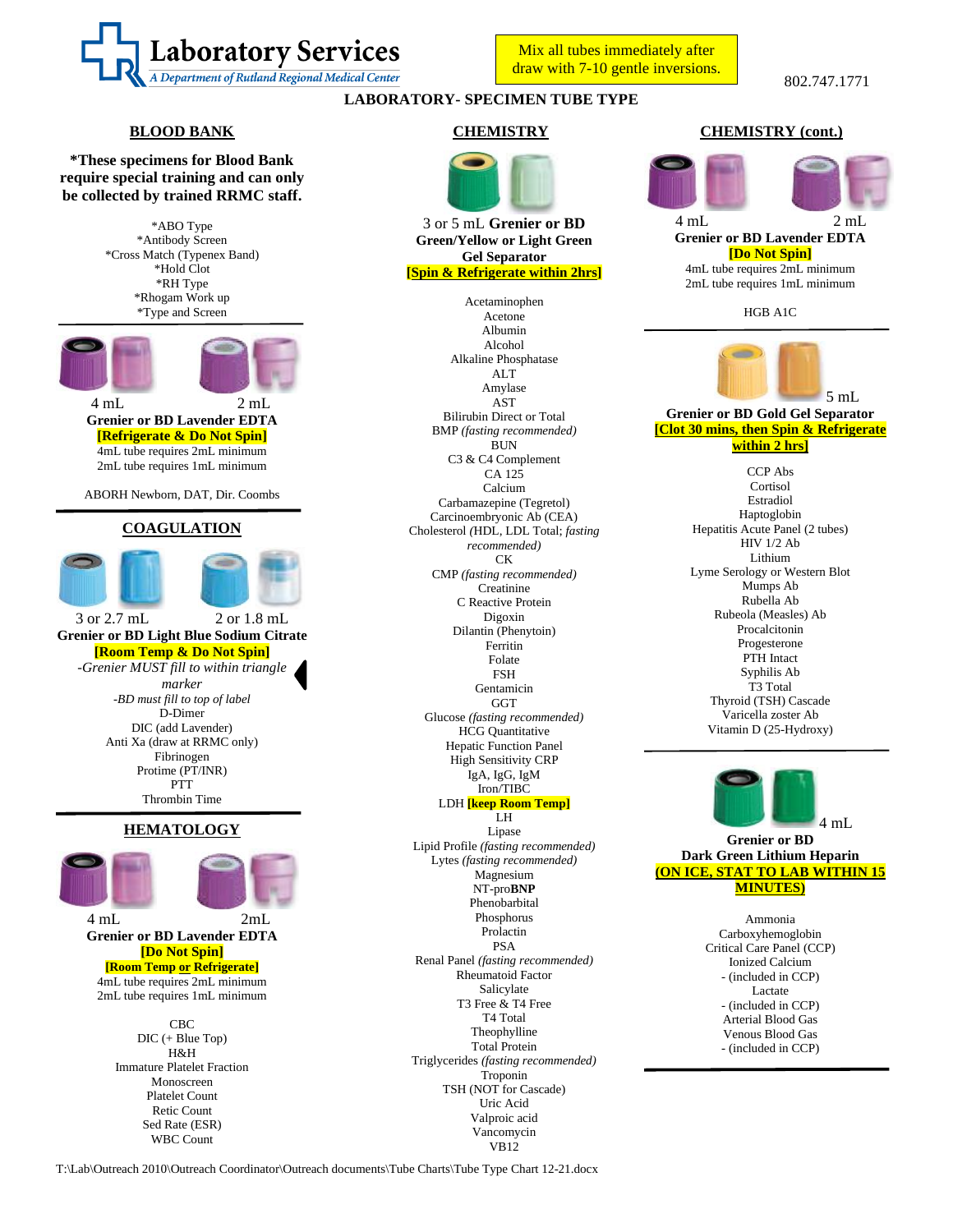**Laboratory Services**
*A Department of Rutland Regional Medical Center*

Mix all tubes immediately after draw with 7-10 gentle inversions.

802.747.1771

# LABORATORY- SPECIMEN TUBE TYPE

## BLOOD BANK

**\*These specimens for Blood Bank require special training and can only be collected by trained RRMC staff.**

*ABO Type
*Antibody Screen
*Cross Match (Typenex Band)
*Hold Clot
*RH Type
*Rhogam Work up
*Type and Screen

4 mL 2 mL
**Grenier or BD Lavender EDTA**
**[Refrigerate & Do Not Spin]**
4mL tube requires 2mL minimum
2mL tube requires 1mL minimum

ABORH Newborn, DAT, Dir. Coombs

## COAGULATION

3 or 2.7 mL 2 or 1.8 mL
**Grenier or BD Light Blue Sodium Citrate**
**[Room Temp & Do Not Spin]**
*-Grenier MUST fill to within triangle marker*
*-BD must fill to top of label*

D-Dimer
DIC (add Lavender)
Anti Xa (draw at RRMC only)
Fibrinogen
Protime (PT/INR)
PTT
Thrombin Time

## HEMATOLOGY

4 mL 2mL
**Grenier or BD Lavender EDTA**
**[Do Not Spin]**
**[Room Temp or Refrigerate]**
4mL tube requires 2mL minimum
2mL tube requires 1mL minimum

CBC
DIC (+ Blue Top)
H&H
Immature Platelet Fraction
Monoscreen
Platelet Count
Retic Count
Sed Rate (ESR)
WBC Count

## CHEMISTRY

3 or 5 mL **Grenier or BD Green/Yellow or Light Green Gel Separator**
**[Spin & Refrigerate within 2hrs]**

Acetaminophen
Acetone
Albumin
Alcohol
Alkaline Phosphatase
ALT
Amylase
AST
Bilirubin Direct or Total
BMP *(fasting recommended)*
BUN
C3 & C4 Complement
CA 125
Calcium
Carbamazepine (Tegretol)
Carcinoembryonic Ab (CEA)
Cholesterol (HDL, LDL Total; *fasting recommended)*
CK
CMP *(fasting recommended)*
Creatinine
C Reactive Protein
Digoxin
Dilantin (Phenytoin)
Ferritin
Folate
FSH
Gentamicin
GGT
Glucose *(fasting recommended)*
HCG Quantitative
Hepatic Function Panel
High Sensitivity CRP
IgA, IgG, IgM
Iron/TIBC
LDH **[keep Room Temp]**
LH
Lipase
Lipid Profile *(fasting recommended)*
Lytes *(fasting recommended)*
Magnesium
NT-pro**BNP**
Phenobarbital
Phosphorus
Prolactin
PSA
Renal Panel *(fasting recommended)*
Rheumatoid Factor
Salicylate
T3 Free & T4 Free
T4 Total
Theophylline
Total Protein
Triglycerides *(fasting recommended)*
Troponin
TSH (NOT for Cascade)
Uric Acid
Valproic acid
Vancomycin
VB12

## CHEMISTRY (cont.)

4 mL 2 mL
**Grenier or BD Lavender EDTA**
**[Do Not Spin]**
4mL tube requires 2mL minimum
2mL tube requires 1mL minimum

HGB A1C

5 mL
**Grenier or BD Gold Gel Separator**
**[Clot 30 mins, then Spin & Refrigerate within 2 hrs]**

CCP Abs
Cortisol
Estradiol
Haptoglobin
Hepatitis Acute Panel (2 tubes)
HIV 1/2 Ab
Lithium
Lyme Serology or Western Blot
Mumps Ab
Rubella Ab
Rubeola (Measles) Ab
Procalcitonin
Progesterone
PTH Intact
Syphilis Ab
T3 Total
Thyroid (TSH) Cascade
Varicella zoster Ab
Vitamin D (25-Hydroxy)

4 mL
**Grenier or BD Dark Green Lithium Heparin**
**(ON ICE, STAT TO LAB WITHIN 15 MINUTES)**

Ammonia
Carboxyhemoglobin
Critical Care Panel (CCP)
Ionized Calcium
- (included in CCP)
Lactate
- (included in CCP)
Arterial Blood Gas
Venous Blood Gas
- (included in CCP)

T:\Lab\Outreach 2010\Outreach Coordinator\Outreach documents\Tube Charts\Tube Type Chart 12-21.docx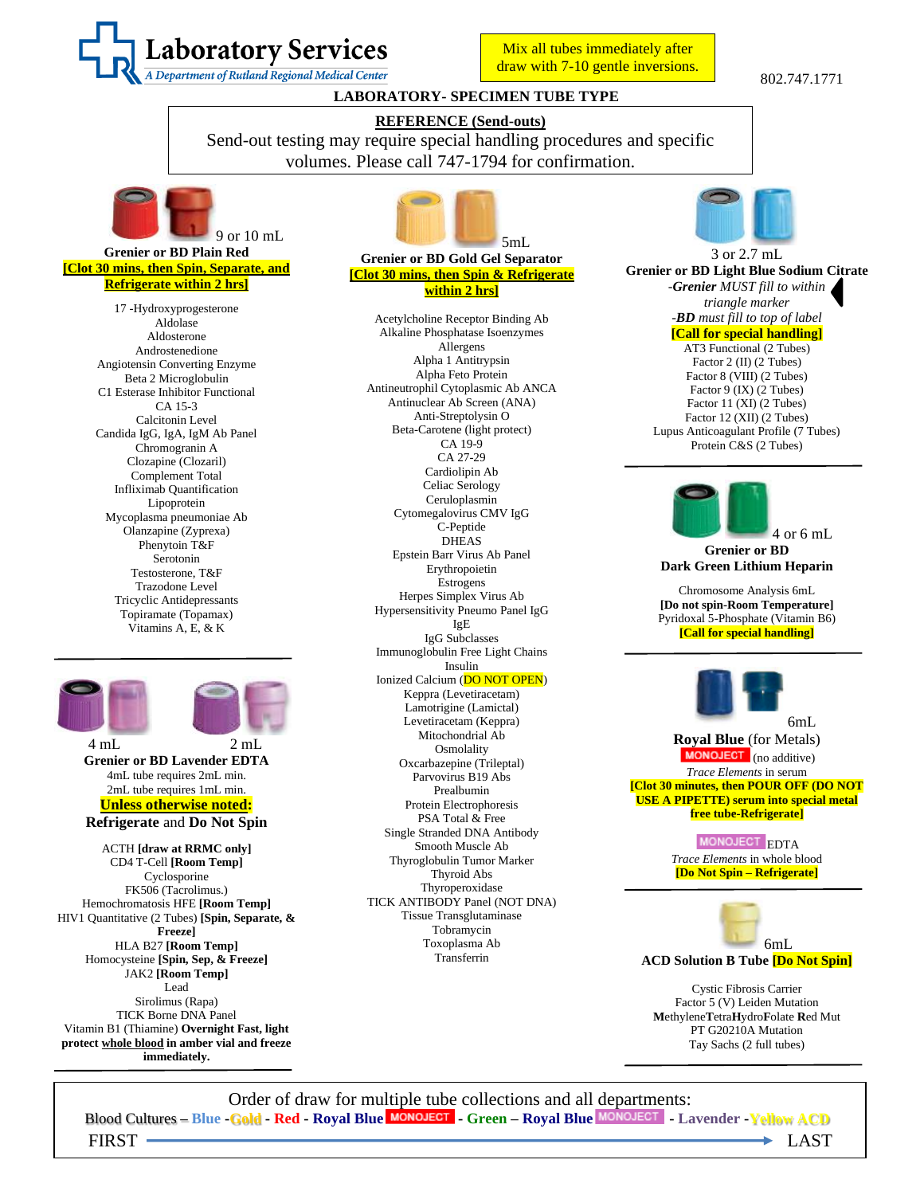**Laboratory Services**
*A Department of Rutland Regional Medical Center*

Mix all tubes immediately after draw with 7-10 gentle inversions.

802.747.1771

## LABORATORY- SPECIMEN TUBE TYPE

**REFERENCE (Send-outs)**

Send-out testing may require special handling procedures and specific volumes. Please call 747-1794 for confirmation.

### 9 or 10 mL — Grenier or BD Plain Red

**[Clot 30 mins, then Spin, Separate, and Refrigerate within 2 hrs]**

17 -Hydroxyprogesterone
Aldolase
Aldosterone
Androstenedione
Angiotensin Converting Enzyme
Beta 2 Microglobulin
C1 Esterase Inhibitor Functional
CA 15-3
Calcitonin Level
Candida IgG, IgA, IgM Ab Panel
Chromogranin A
Clozapine (Clozaril)
Complement Total
Infliximab Quantification
Lipoprotein
Mycoplasma pneumoniae Ab
Olanzapine (Zyprexa)
Phenytoin T&F
Serotonin
Testosterone, T&F
Trazodone Level
Tricyclic Antidepressants
Topiramate (Topamax)
Vitamins A, E, & K

### 4 mL / 2 mL — Grenier or BD Lavender EDTA

4mL tube requires 2mL min.
2mL tube requires 1mL min.

**Unless otherwise noted:**
**Refrigerate** and **Do Not Spin**

ACTH **[draw at RRMC only]**
CD4 T-Cell **[Room Temp]**
Cyclosporine
FK506 (Tacrolimus.)
Hemochromatosis HFE **[Room Temp]**
HIV1 Quantitative (2 Tubes) **[Spin, Separate, & Freeze]**
HLA B27 **[Room Temp]**
Homocysteine **[Spin, Sep, & Freeze]**
JAK2 **[Room Temp]**
Lead
Sirolimus (Rapa)
TICK Borne DNA Panel
Vitamin B1 (Thiamine) **Overnight Fast, light protect whole blood in amber vial and freeze immediately.**

### 5mL — Grenier or BD Gold Gel Separator

**[Clot 30 mins, then Spin & Refrigerate within 2 hrs]**

Acetylcholine Receptor Binding Ab
Alkaline Phosphatase Isoenzymes
Allergens
Alpha 1 Antitrypsin
Alpha Feto Protein
Antineutrophil Cytoplasmic Ab ANCA
Antinuclear Ab Screen (ANA)
Anti-Streptolysin O
Beta-Carotene (light protect)
CA 19-9
CA 27-29
Cardiolipin Ab
Celiac Serology
Ceruloplasmin
Cytomegalovirus CMV IgG
C-Peptide
DHEAS
Epstein Barr Virus Ab Panel
Erythropoietin
Estrogens
Herpes Simplex Virus Ab
Hypersensitivity Pneumo Panel IgG
IgE
IgG Subclasses
Immunoglobulin Free Light Chains
Insulin
Ionized Calcium (DO NOT OPEN)
Keppra (Levetiracetam)
Lamotrigine (Lamictal)
Levetiracetam (Keppra)
Mitochondrial Ab
Osmolality
Oxcarbazepine (Trileptal)
Parvovirus B19 Abs
Prealbumin
Protein Electrophoresis
PSA Total & Free
Single Stranded DNA Antibody
Smooth Muscle Ab
Thyroglobulin Tumor Marker
Thyroid Abs
Thyroperoxidase
TICK ANTIBODY Panel (NOT DNA)
Tissue Transglutaminase
Tobramycin
Toxoplasma Ab
Transferrin

### 3 or 2.7 mL — Grenier or BD Light Blue Sodium Citrate

-***Grenier*** *MUST fill to within triangle marker*
-***BD*** *must fill to top of label*

**[Call for special handling]**

AT3 Functional (2 Tubes)
Factor 2 (II) (2 Tubes)
Factor 8 (VIII) (2 Tubes)
Factor 9 (IX) (2 Tubes)
Factor 11 (XI) (2 Tubes)
Factor 12 (XII) (2 Tubes)
Lupus Anticoagulant Profile (7 Tubes)
Protein C&S (2 Tubes)

### 4 or 6 mL — Grenier or BD Dark Green Lithium Heparin

Chromosome Analysis 6mL
**[Do not spin-Room Temperature]**
Pyridoxal 5-Phosphate (Vitamin B6)
**[Call for special handling]**

### 6mL — Royal Blue (for Metals)

MONOJECT (no additive)
*Trace Elements* in serum
**[Clot 30 minutes, then POUR OFF (DO NOT USE A PIPETTE) serum into special metal free tube-Refrigerate]**

MONOJECT EDTA
*Trace Elements* in whole blood
**[Do Not Spin – Refrigerate]**

### 6mL — ACD Solution B Tube [Do Not Spin]

Cystic Fibrosis Carrier
Factor 5 (V) Leiden Mutation
**M**ethylene**T**etra**H**ydro**F**olate **R**ed Mut
PT G20210A Mutation
Tay Sachs (2 full tubes)

---

Order of draw for multiple tube collections and all departments:

Blood Cultures – Blue - Gold - Red - Royal Blue MONOJECT - Green – Royal Blue MONOJECT - Lavender - Yellow ACD

FIRST → LAST